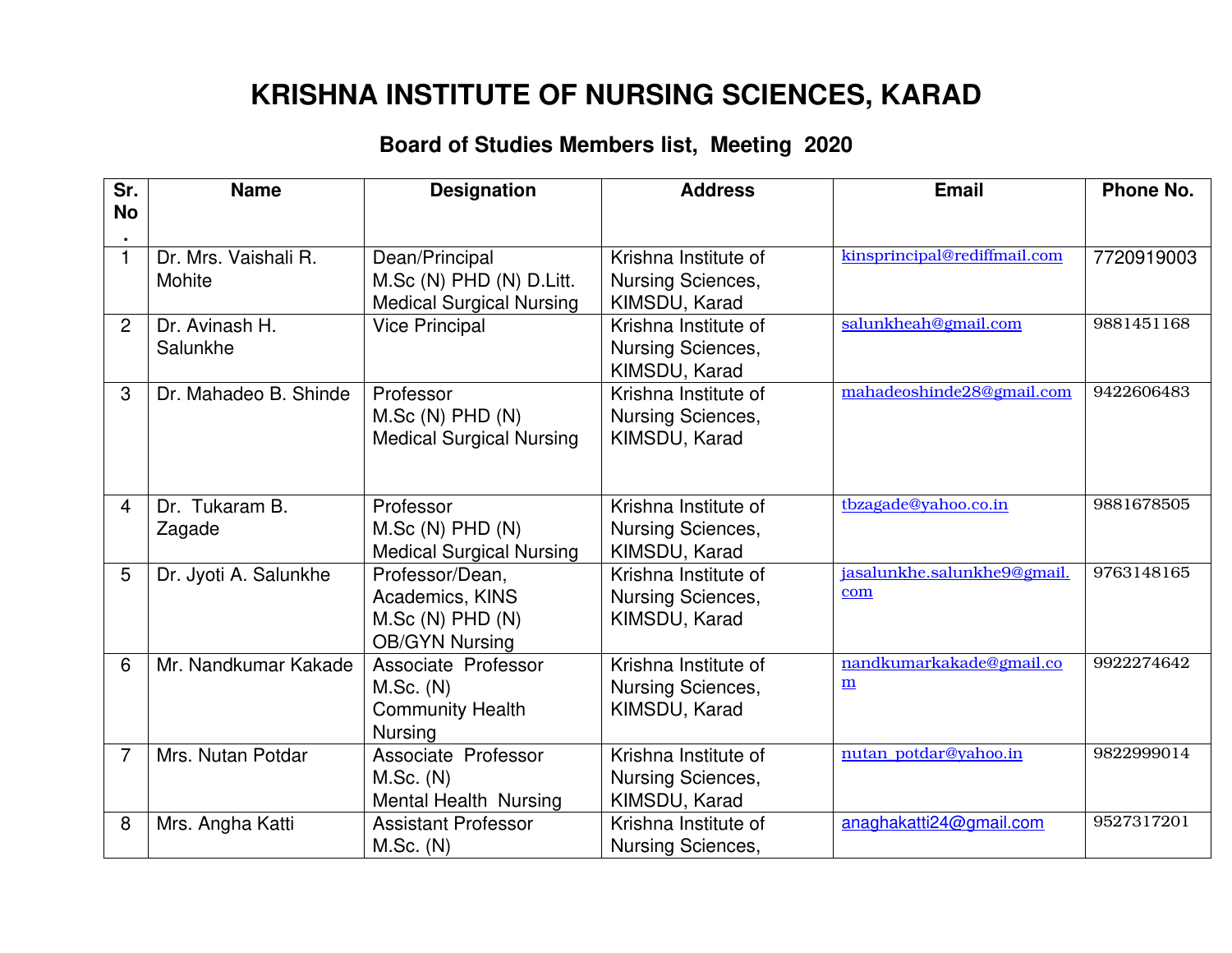# KRISHNA INSTITUTE OF NURSING SCIENCES, KARAD

## Board of Studies Members list, Meeting 2020

| Sr. No. | Name | Designation | Address | Email | Phone No. |
|---|---|---|---|---|---|
| 1 | Dr. Mrs. Vaishali R. Mohite | Dean/Principal M.Sc (N) PHD (N) D.Litt. Medical Surgical Nursing | Krishna Institute of Nursing Sciences, KIMSDU, Karad | kinsprincipal@rediffmail.com | 7720919003 |
| 2 | Dr. Avinash H. Salunkhe | Vice Principal | Krishna Institute of Nursing Sciences, KIMSDU, Karad | salunkheah@gmail.com | 9881451168 |
| 3 | Dr. Mahadeo B. Shinde | Professor M.Sc (N) PHD (N) Medical Surgical Nursing | Krishna Institute of Nursing Sciences, KIMSDU, Karad | mahadeoshinde28@gmail.com | 9422606483 |
| 4 | Dr. Tukaram B. Zagade | Professor M.Sc (N) PHD (N) Medical Surgical Nursing | Krishna Institute of Nursing Sciences, KIMSDU, Karad | tbzagade@yahoo.co.in | 9881678505 |
| 5 | Dr. Jyoti A. Salunkhe | Professor/Dean, Academics, KINS M.Sc (N) PHD (N) OB/GYN Nursing | Krishna Institute of Nursing Sciences, KIMSDU, Karad | jasalunkhe.salunkhe9@gmail.com | 9763148165 |
| 6 | Mr. Nandkumar Kakade | Associate Professor M.Sc. (N) Community Health Nursing | Krishna Institute of Nursing Sciences, KIMSDU, Karad | nandkumarkakade@gmail.com | 9922274642 |
| 7 | Mrs. Nutan Potdar | Associate Professor M.Sc. (N) Mental Health Nursing | Krishna Institute of Nursing Sciences, KIMSDU, Karad | nutan_potdar@yahoo.in | 9822999014 |
| 8 | Mrs. Angha Katti | Assistant Professor M.Sc. (N) | Krishna Institute of Nursing Sciences, | anaghakatti24@gmail.com | 9527317201 |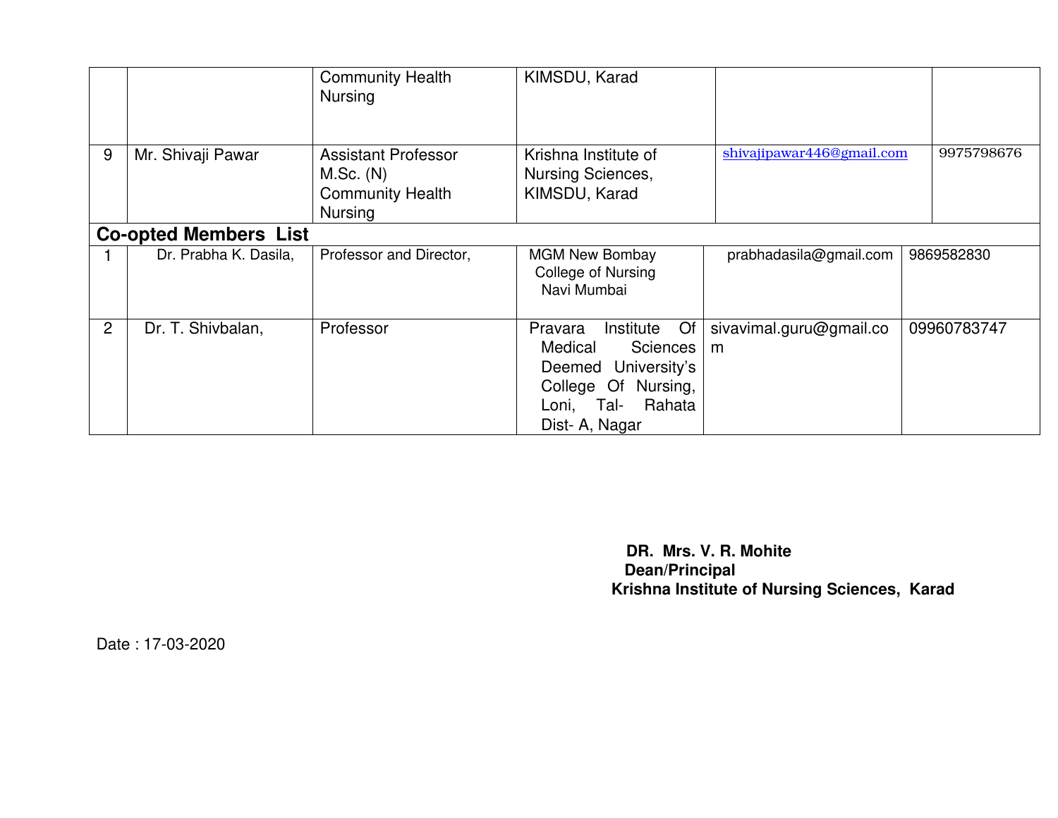| | | | | | |
|---|---|---|---|---|---|
| | | Community Health Nursing | KIMSDU, Karad | | |
| 9 | Mr. Shivaji Pawar | Assistant Professor M.Sc. (N) Community Health Nursing | Krishna Institute of Nursing Sciences, KIMSDU, Karad | shivajipawar446@gmail.com | 9975798676 |
| **Co-opted Members List** | | | | | |
| 1 | Dr. Prabha K. Dasila, | Professor and Director, | MGM New Bombay College of Nursing Navi Mumbai | prabhadasila@gmail.com | 9869582830 |
| 2 | Dr. T. Shivbalan, | Professor | Pravara Institute Of Medical Sciences Deemed University's College Of Nursing, Loni, Tal- Rahata Dist- A, Nagar | sivavimal.guru@gmail.com | 09960783747 |

**DR. Mrs. V. R. Mohite**
**Dean/Principal**
**Krishna Institute of Nursing Sciences, Karad**

Date : 17-03-2020